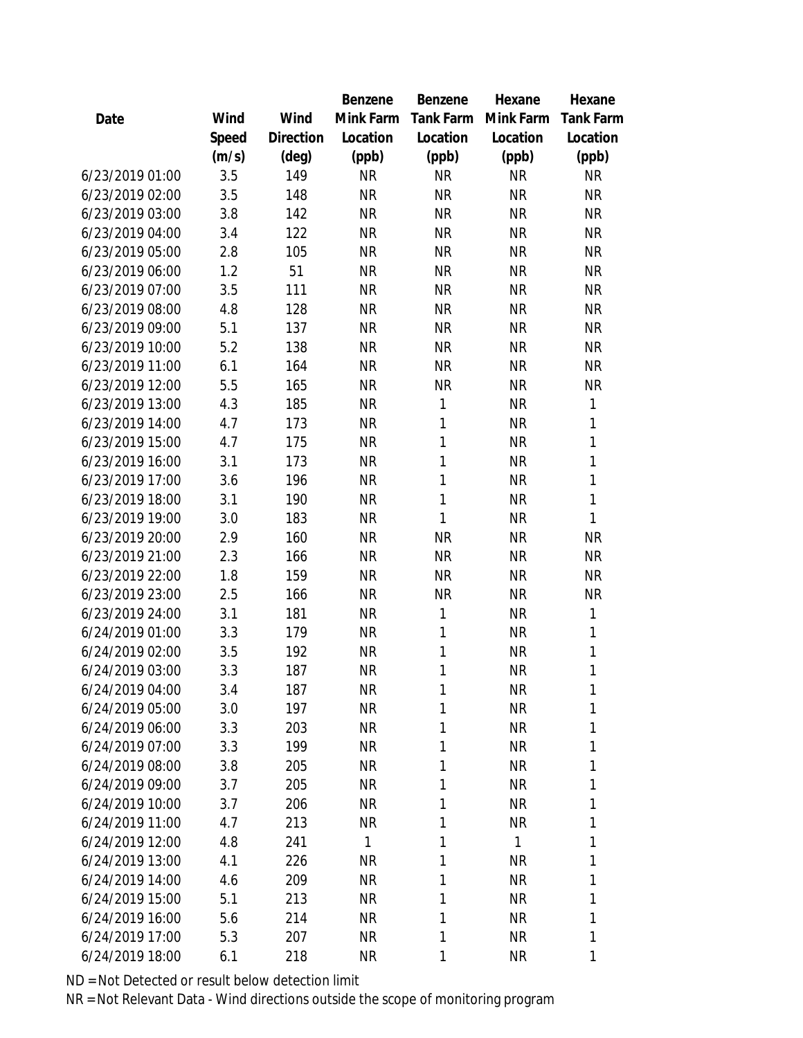| Date | Wind Speed (m/s) | Wind Direction (deg) | Benzene Mink Farm Location (ppb) | Benzene Tank Farm Location (ppb) | Hexane Mink Farm Location (ppb) | Hexane Tank Farm Location (ppb) |
|---|---|---|---|---|---|---|
| 6/23/2019 01:00 | 3.5 | 149 | NR | NR | NR | NR |
| 6/23/2019 02:00 | 3.5 | 148 | NR | NR | NR | NR |
| 6/23/2019 03:00 | 3.8 | 142 | NR | NR | NR | NR |
| 6/23/2019 04:00 | 3.4 | 122 | NR | NR | NR | NR |
| 6/23/2019 05:00 | 2.8 | 105 | NR | NR | NR | NR |
| 6/23/2019 06:00 | 1.2 | 51 | NR | NR | NR | NR |
| 6/23/2019 07:00 | 3.5 | 111 | NR | NR | NR | NR |
| 6/23/2019 08:00 | 4.8 | 128 | NR | NR | NR | NR |
| 6/23/2019 09:00 | 5.1 | 137 | NR | NR | NR | NR |
| 6/23/2019 10:00 | 5.2 | 138 | NR | NR | NR | NR |
| 6/23/2019 11:00 | 6.1 | 164 | NR | NR | NR | NR |
| 6/23/2019 12:00 | 5.5 | 165 | NR | NR | NR | NR |
| 6/23/2019 13:00 | 4.3 | 185 | NR | 1 | NR | 1 |
| 6/23/2019 14:00 | 4.7 | 173 | NR | 1 | NR | 1 |
| 6/23/2019 15:00 | 4.7 | 175 | NR | 1 | NR | 1 |
| 6/23/2019 16:00 | 3.1 | 173 | NR | 1 | NR | 1 |
| 6/23/2019 17:00 | 3.6 | 196 | NR | 1 | NR | 1 |
| 6/23/2019 18:00 | 3.1 | 190 | NR | 1 | NR | 1 |
| 6/23/2019 19:00 | 3.0 | 183 | NR | 1 | NR | 1 |
| 6/23/2019 20:00 | 2.9 | 160 | NR | NR | NR | NR |
| 6/23/2019 21:00 | 2.3 | 166 | NR | NR | NR | NR |
| 6/23/2019 22:00 | 1.8 | 159 | NR | NR | NR | NR |
| 6/23/2019 23:00 | 2.5 | 166 | NR | NR | NR | NR |
| 6/23/2019 24:00 | 3.1 | 181 | NR | 1 | NR | 1 |
| 6/24/2019 01:00 | 3.3 | 179 | NR | 1 | NR | 1 |
| 6/24/2019 02:00 | 3.5 | 192 | NR | 1 | NR | 1 |
| 6/24/2019 03:00 | 3.3 | 187 | NR | 1 | NR | 1 |
| 6/24/2019 04:00 | 3.4 | 187 | NR | 1 | NR | 1 |
| 6/24/2019 05:00 | 3.0 | 197 | NR | 1 | NR | 1 |
| 6/24/2019 06:00 | 3.3 | 203 | NR | 1 | NR | 1 |
| 6/24/2019 07:00 | 3.3 | 199 | NR | 1 | NR | 1 |
| 6/24/2019 08:00 | 3.8 | 205 | NR | 1 | NR | 1 |
| 6/24/2019 09:00 | 3.7 | 205 | NR | 1 | NR | 1 |
| 6/24/2019 10:00 | 3.7 | 206 | NR | 1 | NR | 1 |
| 6/24/2019 11:00 | 4.7 | 213 | NR | 1 | NR | 1 |
| 6/24/2019 12:00 | 4.8 | 241 | 1 | 1 | 1 | 1 |
| 6/24/2019 13:00 | 4.1 | 226 | NR | 1 | NR | 1 |
| 6/24/2019 14:00 | 4.6 | 209 | NR | 1 | NR | 1 |
| 6/24/2019 15:00 | 5.1 | 213 | NR | 1 | NR | 1 |
| 6/24/2019 16:00 | 5.6 | 214 | NR | 1 | NR | 1 |
| 6/24/2019 17:00 | 5.3 | 207 | NR | 1 | NR | 1 |
| 6/24/2019 18:00 | 6.1 | 218 | NR | 1 | NR | 1 |

ND = Not Detected or result below detection limit

NR = Not Relevant Data - Wind directions outside the scope of monitoring program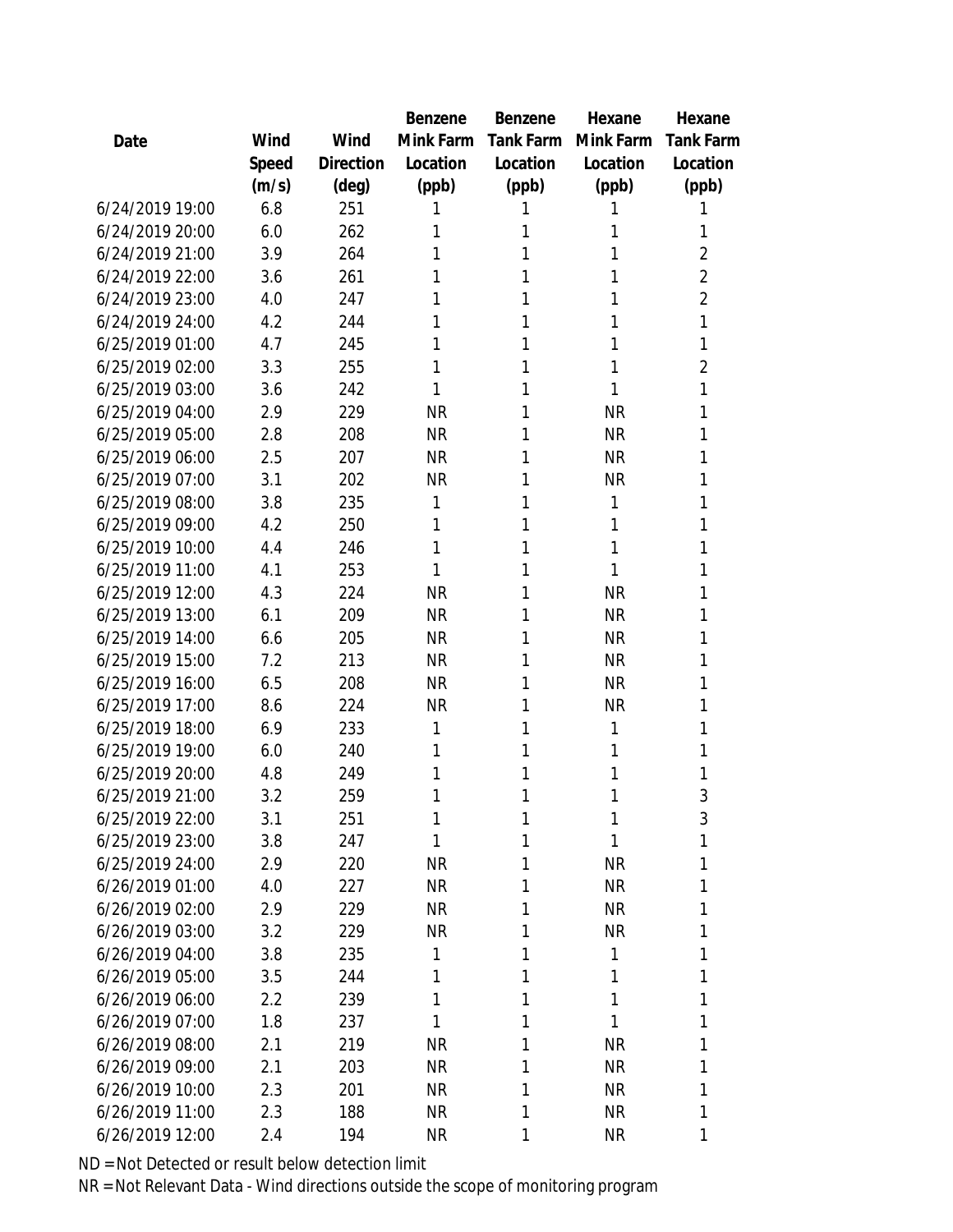| Date | Wind Speed (m/s) | Wind Direction (deg) | Benzene Mink Farm Location (ppb) | Benzene Tank Farm Location (ppb) | Hexane Mink Farm Location (ppb) | Hexane Tank Farm Location (ppb) |
|---|---|---|---|---|---|---|
| 6/24/2019 19:00 | 6.8 | 251 | 1 | 1 | 1 | 1 |
| 6/24/2019 20:00 | 6.0 | 262 | 1 | 1 | 1 | 1 |
| 6/24/2019 21:00 | 3.9 | 264 | 1 | 1 | 1 | 2 |
| 6/24/2019 22:00 | 3.6 | 261 | 1 | 1 | 1 | 2 |
| 6/24/2019 23:00 | 4.0 | 247 | 1 | 1 | 1 | 2 |
| 6/24/2019 24:00 | 4.2 | 244 | 1 | 1 | 1 | 1 |
| 6/25/2019 01:00 | 4.7 | 245 | 1 | 1 | 1 | 1 |
| 6/25/2019 02:00 | 3.3 | 255 | 1 | 1 | 1 | 2 |
| 6/25/2019 03:00 | 3.6 | 242 | 1 | 1 | 1 | 1 |
| 6/25/2019 04:00 | 2.9 | 229 | NR | 1 | NR | 1 |
| 6/25/2019 05:00 | 2.8 | 208 | NR | 1 | NR | 1 |
| 6/25/2019 06:00 | 2.5 | 207 | NR | 1 | NR | 1 |
| 6/25/2019 07:00 | 3.1 | 202 | NR | 1 | NR | 1 |
| 6/25/2019 08:00 | 3.8 | 235 | 1 | 1 | 1 | 1 |
| 6/25/2019 09:00 | 4.2 | 250 | 1 | 1 | 1 | 1 |
| 6/25/2019 10:00 | 4.4 | 246 | 1 | 1 | 1 | 1 |
| 6/25/2019 11:00 | 4.1 | 253 | 1 | 1 | 1 | 1 |
| 6/25/2019 12:00 | 4.3 | 224 | NR | 1 | NR | 1 |
| 6/25/2019 13:00 | 6.1 | 209 | NR | 1 | NR | 1 |
| 6/25/2019 14:00 | 6.6 | 205 | NR | 1 | NR | 1 |
| 6/25/2019 15:00 | 7.2 | 213 | NR | 1 | NR | 1 |
| 6/25/2019 16:00 | 6.5 | 208 | NR | 1 | NR | 1 |
| 6/25/2019 17:00 | 8.6 | 224 | NR | 1 | NR | 1 |
| 6/25/2019 18:00 | 6.9 | 233 | 1 | 1 | 1 | 1 |
| 6/25/2019 19:00 | 6.0 | 240 | 1 | 1 | 1 | 1 |
| 6/25/2019 20:00 | 4.8 | 249 | 1 | 1 | 1 | 1 |
| 6/25/2019 21:00 | 3.2 | 259 | 1 | 1 | 1 | 3 |
| 6/25/2019 22:00 | 3.1 | 251 | 1 | 1 | 1 | 3 |
| 6/25/2019 23:00 | 3.8 | 247 | 1 | 1 | 1 | 1 |
| 6/25/2019 24:00 | 2.9 | 220 | NR | 1 | NR | 1 |
| 6/26/2019 01:00 | 4.0 | 227 | NR | 1 | NR | 1 |
| 6/26/2019 02:00 | 2.9 | 229 | NR | 1 | NR | 1 |
| 6/26/2019 03:00 | 3.2 | 229 | NR | 1 | NR | 1 |
| 6/26/2019 04:00 | 3.8 | 235 | 1 | 1 | 1 | 1 |
| 6/26/2019 05:00 | 3.5 | 244 | 1 | 1 | 1 | 1 |
| 6/26/2019 06:00 | 2.2 | 239 | 1 | 1 | 1 | 1 |
| 6/26/2019 07:00 | 1.8 | 237 | 1 | 1 | 1 | 1 |
| 6/26/2019 08:00 | 2.1 | 219 | NR | 1 | NR | 1 |
| 6/26/2019 09:00 | 2.1 | 203 | NR | 1 | NR | 1 |
| 6/26/2019 10:00 | 2.3 | 201 | NR | 1 | NR | 1 |
| 6/26/2019 11:00 | 2.3 | 188 | NR | 1 | NR | 1 |
| 6/26/2019 12:00 | 2.4 | 194 | NR | 1 | NR | 1 |

ND = Not Detected or result below detection limit

NR = Not Relevant Data - Wind directions outside the scope of monitoring program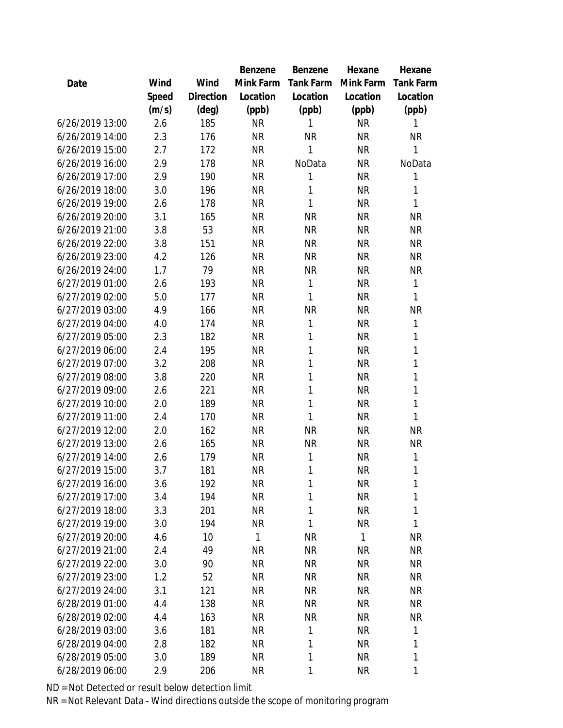| Date | Wind Speed (m/s) | Wind Direction (deg) | Benzene Mink Farm Location (ppb) | Benzene Tank Farm Location (ppb) | Hexane Mink Farm Location (ppb) | Hexane Tank Farm Location (ppb) |
|---|---|---|---|---|---|---|
| 6/26/2019 13:00 | 2.6 | 185 | NR | 1 | NR | 1 |
| 6/26/2019 14:00 | 2.3 | 176 | NR | NR | NR | NR |
| 6/26/2019 15:00 | 2.7 | 172 | NR | 1 | NR | 1 |
| 6/26/2019 16:00 | 2.9 | 178 | NR | NoData | NR | NoData |
| 6/26/2019 17:00 | 2.9 | 190 | NR | 1 | NR | 1 |
| 6/26/2019 18:00 | 3.0 | 196 | NR | 1 | NR | 1 |
| 6/26/2019 19:00 | 2.6 | 178 | NR | 1 | NR | 1 |
| 6/26/2019 20:00 | 3.1 | 165 | NR | NR | NR | NR |
| 6/26/2019 21:00 | 3.8 | 53 | NR | NR | NR | NR |
| 6/26/2019 22:00 | 3.8 | 151 | NR | NR | NR | NR |
| 6/26/2019 23:00 | 4.2 | 126 | NR | NR | NR | NR |
| 6/26/2019 24:00 | 1.7 | 79 | NR | NR | NR | NR |
| 6/27/2019 01:00 | 2.6 | 193 | NR | 1 | NR | 1 |
| 6/27/2019 02:00 | 5.0 | 177 | NR | 1 | NR | 1 |
| 6/27/2019 03:00 | 4.9 | 166 | NR | NR | NR | NR |
| 6/27/2019 04:00 | 4.0 | 174 | NR | 1 | NR | 1 |
| 6/27/2019 05:00 | 2.3 | 182 | NR | 1 | NR | 1 |
| 6/27/2019 06:00 | 2.4 | 195 | NR | 1 | NR | 1 |
| 6/27/2019 07:00 | 3.2 | 208 | NR | 1 | NR | 1 |
| 6/27/2019 08:00 | 3.8 | 220 | NR | 1 | NR | 1 |
| 6/27/2019 09:00 | 2.6 | 221 | NR | 1 | NR | 1 |
| 6/27/2019 10:00 | 2.0 | 189 | NR | 1 | NR | 1 |
| 6/27/2019 11:00 | 2.4 | 170 | NR | 1 | NR | 1 |
| 6/27/2019 12:00 | 2.0 | 162 | NR | NR | NR | NR |
| 6/27/2019 13:00 | 2.6 | 165 | NR | NR | NR | NR |
| 6/27/2019 14:00 | 2.6 | 179 | NR | 1 | NR | 1 |
| 6/27/2019 15:00 | 3.7 | 181 | NR | 1 | NR | 1 |
| 6/27/2019 16:00 | 3.6 | 192 | NR | 1 | NR | 1 |
| 6/27/2019 17:00 | 3.4 | 194 | NR | 1 | NR | 1 |
| 6/27/2019 18:00 | 3.3 | 201 | NR | 1 | NR | 1 |
| 6/27/2019 19:00 | 3.0 | 194 | NR | 1 | NR | 1 |
| 6/27/2019 20:00 | 4.6 | 10 | 1 | NR | 1 | NR |
| 6/27/2019 21:00 | 2.4 | 49 | NR | NR | NR | NR |
| 6/27/2019 22:00 | 3.0 | 90 | NR | NR | NR | NR |
| 6/27/2019 23:00 | 1.2 | 52 | NR | NR | NR | NR |
| 6/27/2019 24:00 | 3.1 | 121 | NR | NR | NR | NR |
| 6/28/2019 01:00 | 4.4 | 138 | NR | NR | NR | NR |
| 6/28/2019 02:00 | 4.4 | 163 | NR | NR | NR | NR |
| 6/28/2019 03:00 | 3.6 | 181 | NR | 1 | NR | 1 |
| 6/28/2019 04:00 | 2.8 | 182 | NR | 1 | NR | 1 |
| 6/28/2019 05:00 | 3.0 | 189 | NR | 1 | NR | 1 |
| 6/28/2019 06:00 | 2.9 | 206 | NR | 1 | NR | 1 |

ND = Not Detected or result below detection limit

NR = Not Relevant Data - Wind directions outside the scope of monitoring program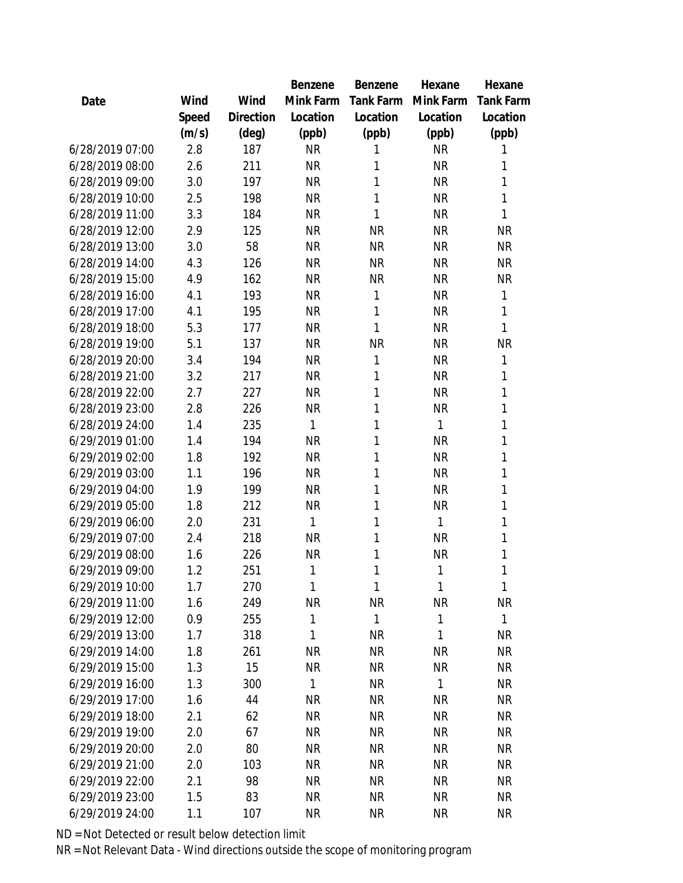| Date | Wind Speed (m/s) | Wind Direction (deg) | Benzene Mink Farm Location (ppb) | Benzene Tank Farm Location (ppb) | Hexane Mink Farm Location (ppb) | Hexane Tank Farm Location (ppb) |
|---|---|---|---|---|---|---|
| 6/28/2019 07:00 | 2.8 | 187 | NR | 1 | NR | 1 |
| 6/28/2019 08:00 | 2.6 | 211 | NR | 1 | NR | 1 |
| 6/28/2019 09:00 | 3.0 | 197 | NR | 1 | NR | 1 |
| 6/28/2019 10:00 | 2.5 | 198 | NR | 1 | NR | 1 |
| 6/28/2019 11:00 | 3.3 | 184 | NR | 1 | NR | 1 |
| 6/28/2019 12:00 | 2.9 | 125 | NR | NR | NR | NR |
| 6/28/2019 13:00 | 3.0 | 58 | NR | NR | NR | NR |
| 6/28/2019 14:00 | 4.3 | 126 | NR | NR | NR | NR |
| 6/28/2019 15:00 | 4.9 | 162 | NR | NR | NR | NR |
| 6/28/2019 16:00 | 4.1 | 193 | NR | 1 | NR | 1 |
| 6/28/2019 17:00 | 4.1 | 195 | NR | 1 | NR | 1 |
| 6/28/2019 18:00 | 5.3 | 177 | NR | 1 | NR | 1 |
| 6/28/2019 19:00 | 5.1 | 137 | NR | NR | NR | NR |
| 6/28/2019 20:00 | 3.4 | 194 | NR | 1 | NR | 1 |
| 6/28/2019 21:00 | 3.2 | 217 | NR | 1 | NR | 1 |
| 6/28/2019 22:00 | 2.7 | 227 | NR | 1 | NR | 1 |
| 6/28/2019 23:00 | 2.8 | 226 | NR | 1 | NR | 1 |
| 6/28/2019 24:00 | 1.4 | 235 | 1 | 1 | 1 | 1 |
| 6/29/2019 01:00 | 1.4 | 194 | NR | 1 | NR | 1 |
| 6/29/2019 02:00 | 1.8 | 192 | NR | 1 | NR | 1 |
| 6/29/2019 03:00 | 1.1 | 196 | NR | 1 | NR | 1 |
| 6/29/2019 04:00 | 1.9 | 199 | NR | 1 | NR | 1 |
| 6/29/2019 05:00 | 1.8 | 212 | NR | 1 | NR | 1 |
| 6/29/2019 06:00 | 2.0 | 231 | 1 | 1 | 1 | 1 |
| 6/29/2019 07:00 | 2.4 | 218 | NR | 1 | NR | 1 |
| 6/29/2019 08:00 | 1.6 | 226 | NR | 1 | NR | 1 |
| 6/29/2019 09:00 | 1.2 | 251 | 1 | 1 | 1 | 1 |
| 6/29/2019 10:00 | 1.7 | 270 | 1 | 1 | 1 | 1 |
| 6/29/2019 11:00 | 1.6 | 249 | NR | NR | NR | NR |
| 6/29/2019 12:00 | 0.9 | 255 | 1 | 1 | 1 | 1 |
| 6/29/2019 13:00 | 1.7 | 318 | 1 | NR | 1 | NR |
| 6/29/2019 14:00 | 1.8 | 261 | NR | NR | NR | NR |
| 6/29/2019 15:00 | 1.3 | 15 | NR | NR | NR | NR |
| 6/29/2019 16:00 | 1.3 | 300 | 1 | NR | 1 | NR |
| 6/29/2019 17:00 | 1.6 | 44 | NR | NR | NR | NR |
| 6/29/2019 18:00 | 2.1 | 62 | NR | NR | NR | NR |
| 6/29/2019 19:00 | 2.0 | 67 | NR | NR | NR | NR |
| 6/29/2019 20:00 | 2.0 | 80 | NR | NR | NR | NR |
| 6/29/2019 21:00 | 2.0 | 103 | NR | NR | NR | NR |
| 6/29/2019 22:00 | 2.1 | 98 | NR | NR | NR | NR |
| 6/29/2019 23:00 | 1.5 | 83 | NR | NR | NR | NR |
| 6/29/2019 24:00 | 1.1 | 107 | NR | NR | NR | NR |

ND = Not Detected or result below detection limit

NR = Not Relevant Data - Wind directions outside the scope of monitoring program